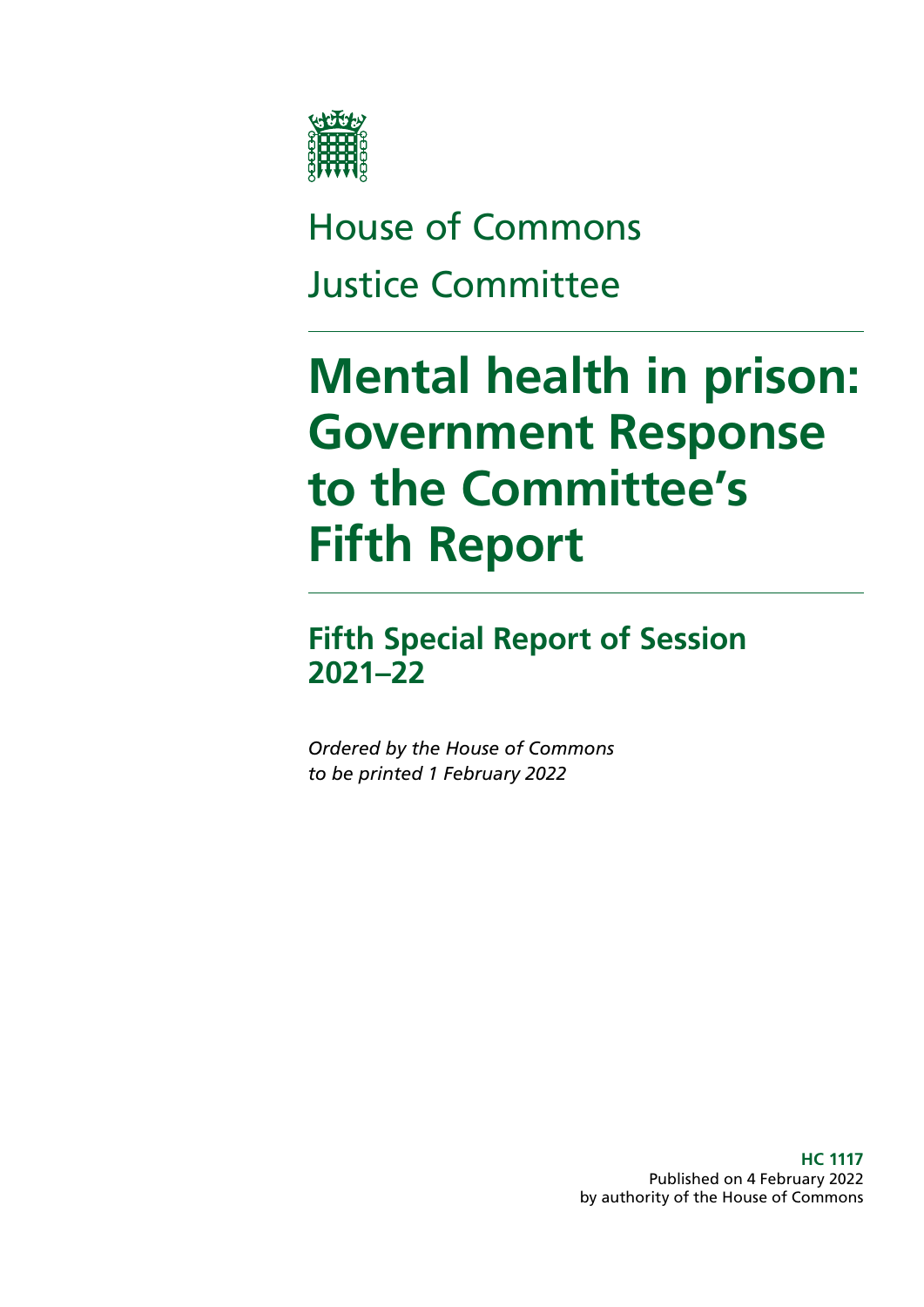House of Commons

Justice Committee

# Mental health in prison: Government Response to the Committee's Fifth Report

## Fifth Special Report of Session 2021–22

*Ordered by the House of Commons to be printed 1 February 2022*

**HC 1117**
Published on 4 February 2022
by authority of the House of Commons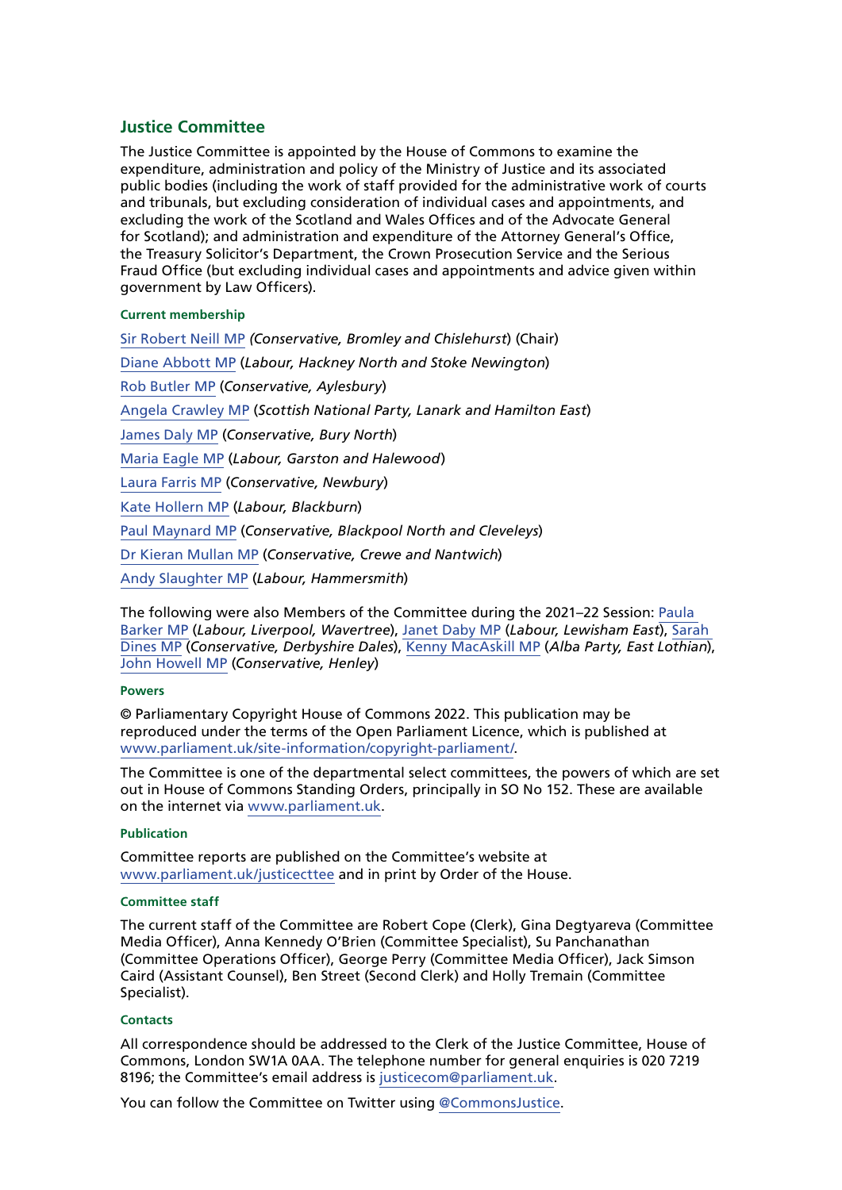## Justice Committee

The Justice Committee is appointed by the House of Commons to examine the expenditure, administration and policy of the Ministry of Justice and its associated public bodies (including the work of staff provided for the administrative work of courts and tribunals, but excluding consideration of individual cases and appointments, and excluding the work of the Scotland and Wales Offices and of the Advocate General for Scotland); and administration and expenditure of the Attorney General's Office, the Treasury Solicitor's Department, the Crown Prosecution Service and the Serious Fraud Office (but excluding individual cases and appointments and advice given within government by Law Officers).

#### Current membership

Sir Robert Neill MP *(Conservative, Bromley and Chislehurst*) (Chair)

Diane Abbott MP (*Labour, Hackney North and Stoke Newington*)

Rob Butler MP (*Conservative, Aylesbury*)

Angela Crawley MP (*Scottish National Party, Lanark and Hamilton East*)

James Daly MP (*Conservative, Bury North*)

Maria Eagle MP (*Labour, Garston and Halewood*)

Laura Farris MP (*Conservative, Newbury*)

Kate Hollern MP (*Labour, Blackburn*)

Paul Maynard MP (*Conservative, Blackpool North and Cleveleys*)

Dr Kieran Mullan MP (*Conservative, Crewe and Nantwich*)

Andy Slaughter MP (*Labour, Hammersmith*)

The following were also Members of the Committee during the 2021–22 Session: Paula Barker MP (*Labour, Liverpool, Wavertree*), Janet Daby MP (*Labour, Lewisham East*), Sarah Dines MP (*Conservative, Derbyshire Dales*), Kenny MacAskill MP (*Alba Party, East Lothian*), John Howell MP (*Conservative, Henley*)

#### Powers

© Parliamentary Copyright House of Commons 2022. This publication may be reproduced under the terms of the Open Parliament Licence, which is published at www.parliament.uk/site-information/copyright-parliament/.

The Committee is one of the departmental select committees, the powers of which are set out in House of Commons Standing Orders, principally in SO No 152. These are available on the internet via www.parliament.uk.

#### Publication

Committee reports are published on the Committee's website at www.parliament.uk/justicecttee and in print by Order of the House.

#### Committee staff

The current staff of the Committee are Robert Cope (Clerk), Gina Degtyareva (Committee Media Officer), Anna Kennedy O'Brien (Committee Specialist), Su Panchanathan (Committee Operations Officer), George Perry (Committee Media Officer), Jack Simson Caird (Assistant Counsel), Ben Street (Second Clerk) and Holly Tremain (Committee Specialist).

#### Contacts

All correspondence should be addressed to the Clerk of the Justice Committee, House of Commons, London SW1A 0AA. The telephone number for general enquiries is 020 7219 8196; the Committee's email address is justicecom@parliament.uk.

You can follow the Committee on Twitter using @CommonsJustice.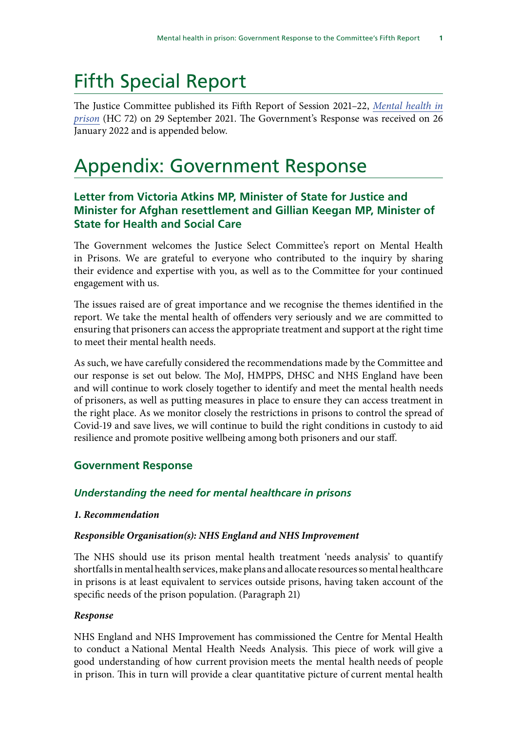# Fifth Special Report

The Justice Committee published its Fifth Report of Session 2021–22, *Mental health in prison* (HC 72) on 29 September 2021. The Government's Response was received on 26 January 2022 and is appended below.

# Appendix: Government Response

## Letter from Victoria Atkins MP, Minister of State for Justice and Minister for Afghan resettlement and Gillian Keegan MP, Minister of State for Health and Social Care

The Government welcomes the Justice Select Committee's report on Mental Health in Prisons. We are grateful to everyone who contributed to the inquiry by sharing their evidence and expertise with you, as well as to the Committee for your continued engagement with us.

The issues raised are of great importance and we recognise the themes identified in the report. We take the mental health of offenders very seriously and we are committed to ensuring that prisoners can access the appropriate treatment and support at the right time to meet their mental health needs.

As such, we have carefully considered the recommendations made by the Committee and our response is set out below. The MoJ, HMPPS, DHSC and NHS England have been and will continue to work closely together to identify and meet the mental health needs of prisoners, as well as putting measures in place to ensure they can access treatment in the right place. As we monitor closely the restrictions in prisons to control the spread of Covid-19 and save lives, we will continue to build the right conditions in custody to aid resilience and promote positive wellbeing among both prisoners and our staff.

## Government Response

### *Understanding the need for mental healthcare in prisons*

#### *1. Recommendation*

***Responsible Organisation(s): NHS England and NHS Improvement***

The NHS should use its prison mental health treatment 'needs analysis' to quantify shortfalls in mental health services, make plans and allocate resources so mental healthcare in prisons is at least equivalent to services outside prisons, having taken account of the specific needs of the prison population. (Paragraph 21)

***Response***

NHS England and NHS Improvement has commissioned the Centre for Mental Health to conduct a National Mental Health Needs Analysis. This piece of work will give a good understanding of how current provision meets the mental health needs of people in prison. This in turn will provide a clear quantitative picture of current mental health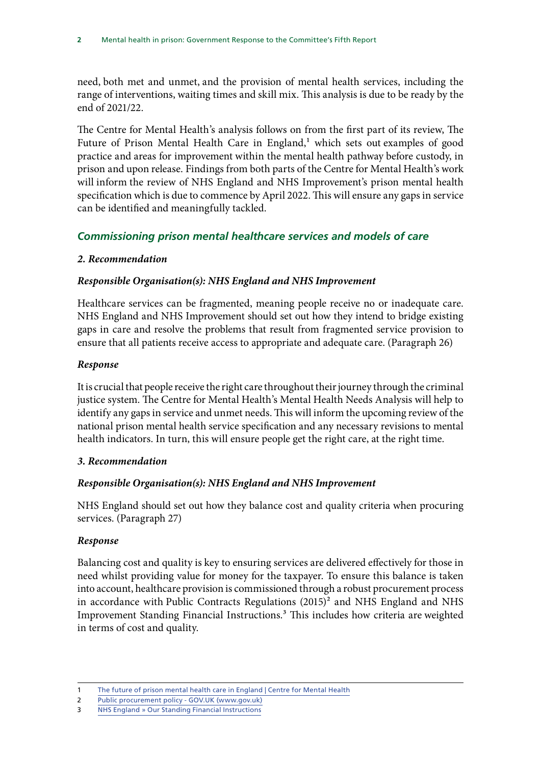need, both met and unmet, and the provision of mental health services, including the range of interventions, waiting times and skill mix. This analysis is due to be ready by the end of 2021/22.

The Centre for Mental Health's analysis follows on from the first part of its review, The Future of Prison Mental Health Care in England,[1] which sets out examples of good practice and areas for improvement within the mental health pathway before custody, in prison and upon release. Findings from both parts of the Centre for Mental Health's work will inform the review of NHS England and NHS Improvement's prison mental health specification which is due to commence by April 2022. This will ensure any gaps in service can be identified and meaningfully tackled.

## *Commissioning prison mental healthcare services and models of care*

### *2. Recommendation*

***Responsible Organisation(s): NHS England and NHS Improvement***

Healthcare services can be fragmented, meaning people receive no or inadequate care. NHS England and NHS Improvement should set out how they intend to bridge existing gaps in care and resolve the problems that result from fragmented service provision to ensure that all patients receive access to appropriate and adequate care. (Paragraph 26)

***Response***

It is crucial that people receive the right care throughout their journey through the criminal justice system. The Centre for Mental Health's Mental Health Needs Analysis will help to identify any gaps in service and unmet needs. This will inform the upcoming review of the national prison mental health service specification and any necessary revisions to mental health indicators. In turn, this will ensure people get the right care, at the right time.

### *3. Recommendation*

***Responsible Organisation(s): NHS England and NHS Improvement***

NHS England should set out how they balance cost and quality criteria when procuring services. (Paragraph 27)

***Response***

Balancing cost and quality is key to ensuring services are delivered effectively for those in need whilst providing value for money for the taxpayer. To ensure this balance is taken into account, healthcare provision is commissioned through a robust procurement process in accordance with Public Contracts Regulations (2015)[2] and NHS England and NHS Improvement Standing Financial Instructions.[3] This includes how criteria are weighted in terms of cost and quality.

1 The future of prison mental health care in England | Centre for Mental Health
2 Public procurement policy - GOV.UK (www.gov.uk)
3 NHS England » Our Standing Financial Instructions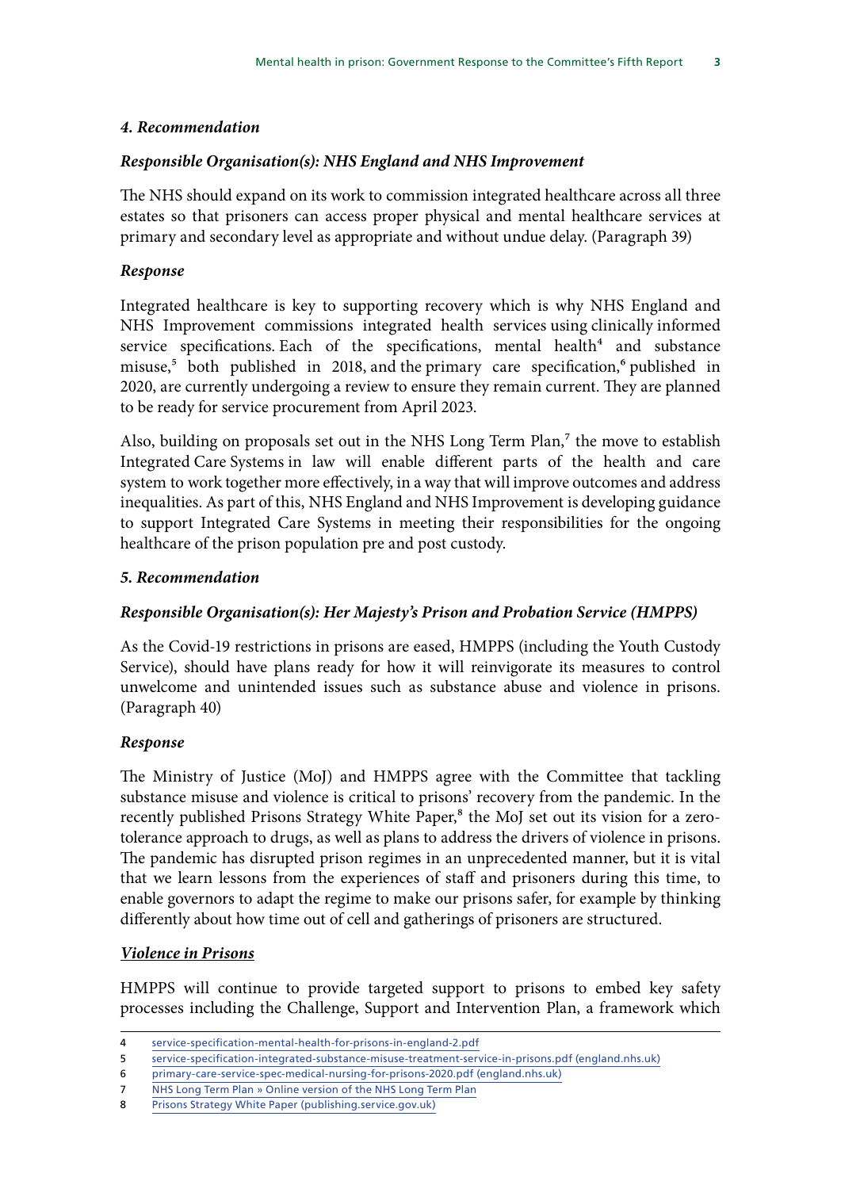### *4. Recommendation*

***Responsible Organisation(s): NHS England and NHS Improvement***

The NHS should expand on its work to commission integrated healthcare across all three estates so that prisoners can access proper physical and mental healthcare services at primary and secondary level as appropriate and without undue delay. (Paragraph 39)

### *Response*

Integrated healthcare is key to supporting recovery which is why NHS England and NHS Improvement commissions integrated health services using clinically informed service specifications. Each of the specifications, mental health[4] and substance misuse,[5] both published in 2018, and the primary care specification,[6] published in 2020, are currently undergoing a review to ensure they remain current. They are planned to be ready for service procurement from April 2023.

Also, building on proposals set out in the NHS Long Term Plan,[7] the move to establish Integrated Care Systems in law will enable different parts of the health and care system to work together more effectively, in a way that will improve outcomes and address inequalities. As part of this, NHS England and NHS Improvement is developing guidance to support Integrated Care Systems in meeting their responsibilities for the ongoing healthcare of the prison population pre and post custody.

### *5. Recommendation*

***Responsible Organisation(s): Her Majesty's Prison and Probation Service (HMPPS)***

As the Covid-19 restrictions in prisons are eased, HMPPS (including the Youth Custody Service), should have plans ready for how it will reinvigorate its measures to control unwelcome and unintended issues such as substance abuse and violence in prisons. (Paragraph 40)

### *Response*

The Ministry of Justice (MoJ) and HMPPS agree with the Committee that tackling substance misuse and violence is critical to prisons' recovery from the pandemic. In the recently published Prisons Strategy White Paper,[8] the MoJ set out its vision for a zero-tolerance approach to drugs, as well as plans to address the drivers of violence in prisons. The pandemic has disrupted prison regimes in an unprecedented manner, but it is vital that we learn lessons from the experiences of staff and prisoners during this time, to enable governors to adapt the regime to make our prisons safer, for example by thinking differently about how time out of cell and gatherings of prisoners are structured.

#### ***Violence in Prisons***

HMPPS will continue to provide targeted support to prisons to embed key safety processes including the Challenge, Support and Intervention Plan, a framework which

---

4 service-specification-mental-health-for-prisons-in-england-2.pdf
5 service-specification-integrated-substance-misuse-treatment-service-in-prisons.pdf (england.nhs.uk)
6 primary-care-service-spec-medical-nursing-for-prisons-2020.pdf (england.nhs.uk)
7 NHS Long Term Plan » Online version of the NHS Long Term Plan
8 Prisons Strategy White Paper (publishing.service.gov.uk)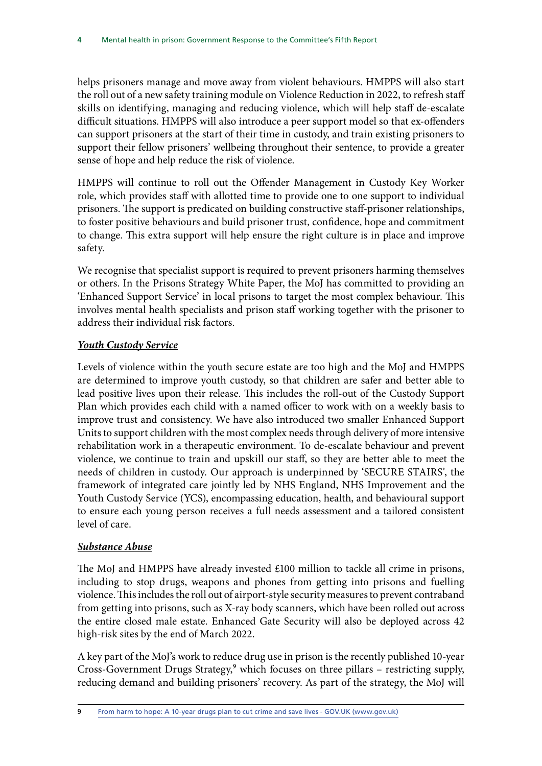helps prisoners manage and move away from violent behaviours. HMPPS will also start the roll out of a new safety training module on Violence Reduction in 2022, to refresh staff skills on identifying, managing and reducing violence, which will help staff de-escalate difficult situations. HMPPS will also introduce a peer support model so that ex-offenders can support prisoners at the start of their time in custody, and train existing prisoners to support their fellow prisoners' wellbeing throughout their sentence, to provide a greater sense of hope and help reduce the risk of violence.

HMPPS will continue to roll out the Offender Management in Custody Key Worker role, which provides staff with allotted time to provide one to one support to individual prisoners. The support is predicated on building constructive staff-prisoner relationships, to foster positive behaviours and build prisoner trust, confidence, hope and commitment to change. This extra support will help ensure the right culture is in place and improve safety.

We recognise that specialist support is required to prevent prisoners harming themselves or others. In the Prisons Strategy White Paper, the MoJ has committed to providing an 'Enhanced Support Service' in local prisons to target the most complex behaviour. This involves mental health specialists and prison staff working together with the prisoner to address their individual risk factors.

***Youth Custody Service***

Levels of violence within the youth secure estate are too high and the MoJ and HMPPS are determined to improve youth custody, so that children are safer and better able to lead positive lives upon their release. This includes the roll-out of the Custody Support Plan which provides each child with a named officer to work with on a weekly basis to improve trust and consistency. We have also introduced two smaller Enhanced Support Units to support children with the most complex needs through delivery of more intensive rehabilitation work in a therapeutic environment. To de-escalate behaviour and prevent violence, we continue to train and upskill our staff, so they are better able to meet the needs of children in custody. Our approach is underpinned by 'SECURE STAIRS', the framework of integrated care jointly led by NHS England, NHS Improvement and the Youth Custody Service (YCS), encompassing education, health, and behavioural support to ensure each young person receives a full needs assessment and a tailored consistent level of care.

***Substance Abuse***

The MoJ and HMPPS have already invested £100 million to tackle all crime in prisons, including to stop drugs, weapons and phones from getting into prisons and fuelling violence. This includes the roll out of airport-style security measures to prevent contraband from getting into prisons, such as X-ray body scanners, which have been rolled out across the entire closed male estate. Enhanced Gate Security will also be deployed across 42 high-risk sites by the end of March 2022.

A key part of the MoJ's work to reduce drug use in prison is the recently published 10-year Cross-Government Drugs Strategy,[9] which focuses on three pillars – restricting supply, reducing demand and building prisoners' recovery. As part of the strategy, the MoJ will

---

9 From harm to hope: A 10-year drugs plan to cut crime and save lives - GOV.UK (www.gov.uk)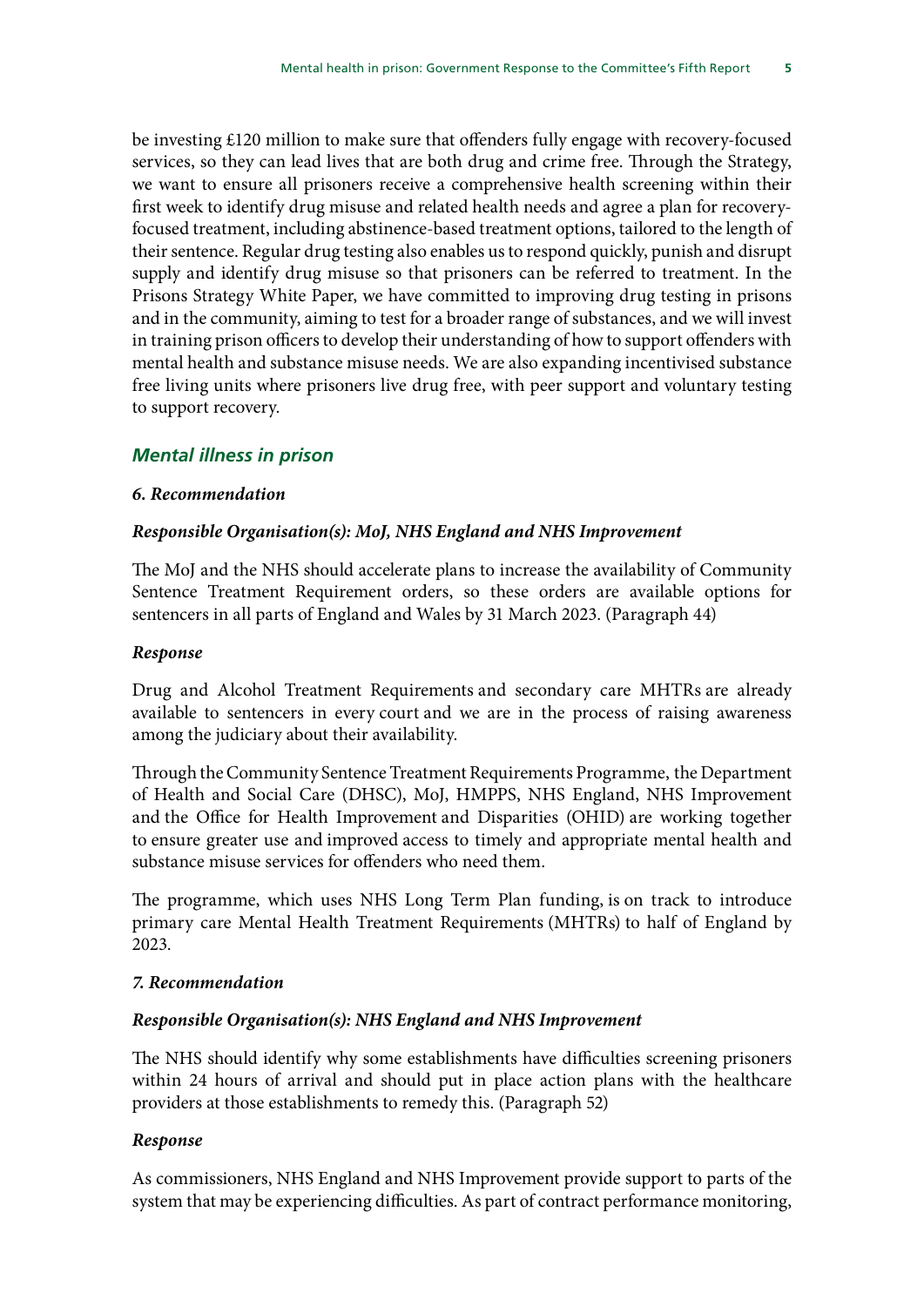be investing £120 million to make sure that offenders fully engage with recovery-focused services, so they can lead lives that are both drug and crime free. Through the Strategy, we want to ensure all prisoners receive a comprehensive health screening within their first week to identify drug misuse and related health needs and agree a plan for recovery-focused treatment, including abstinence-based treatment options, tailored to the length of their sentence. Regular drug testing also enables us to respond quickly, punish and disrupt supply and identify drug misuse so that prisoners can be referred to treatment. In the Prisons Strategy White Paper, we have committed to improving drug testing in prisons and in the community, aiming to test for a broader range of substances, and we will invest in training prison officers to develop their understanding of how to support offenders with mental health and substance misuse needs. We are also expanding incentivised substance free living units where prisoners live drug free, with peer support and voluntary testing to support recovery.

### *Mental illness in prison*

#### *6. Recommendation*

#### *Responsible Organisation(s): MoJ, NHS England and NHS Improvement*

The MoJ and the NHS should accelerate plans to increase the availability of Community Sentence Treatment Requirement orders, so these orders are available options for sentencers in all parts of England and Wales by 31 March 2023. (Paragraph 44)

#### *Response*

Drug and Alcohol Treatment Requirements and secondary care MHTRs are already available to sentencers in every court and we are in the process of raising awareness among the judiciary about their availability.

Through the Community Sentence Treatment Requirements Programme, the Department of Health and Social Care (DHSC), MoJ, HMPPS, NHS England, NHS Improvement and the Office for Health Improvement and Disparities (OHID) are working together to ensure greater use and improved access to timely and appropriate mental health and substance misuse services for offenders who need them.

The programme, which uses NHS Long Term Plan funding, is on track to introduce primary care Mental Health Treatment Requirements (MHTRs) to half of England by 2023.

#### *7. Recommendation*

#### *Responsible Organisation(s): NHS England and NHS Improvement*

The NHS should identify why some establishments have difficulties screening prisoners within 24 hours of arrival and should put in place action plans with the healthcare providers at those establishments to remedy this. (Paragraph 52)

#### *Response*

As commissioners, NHS England and NHS Improvement provide support to parts of the system that may be experiencing difficulties. As part of contract performance monitoring,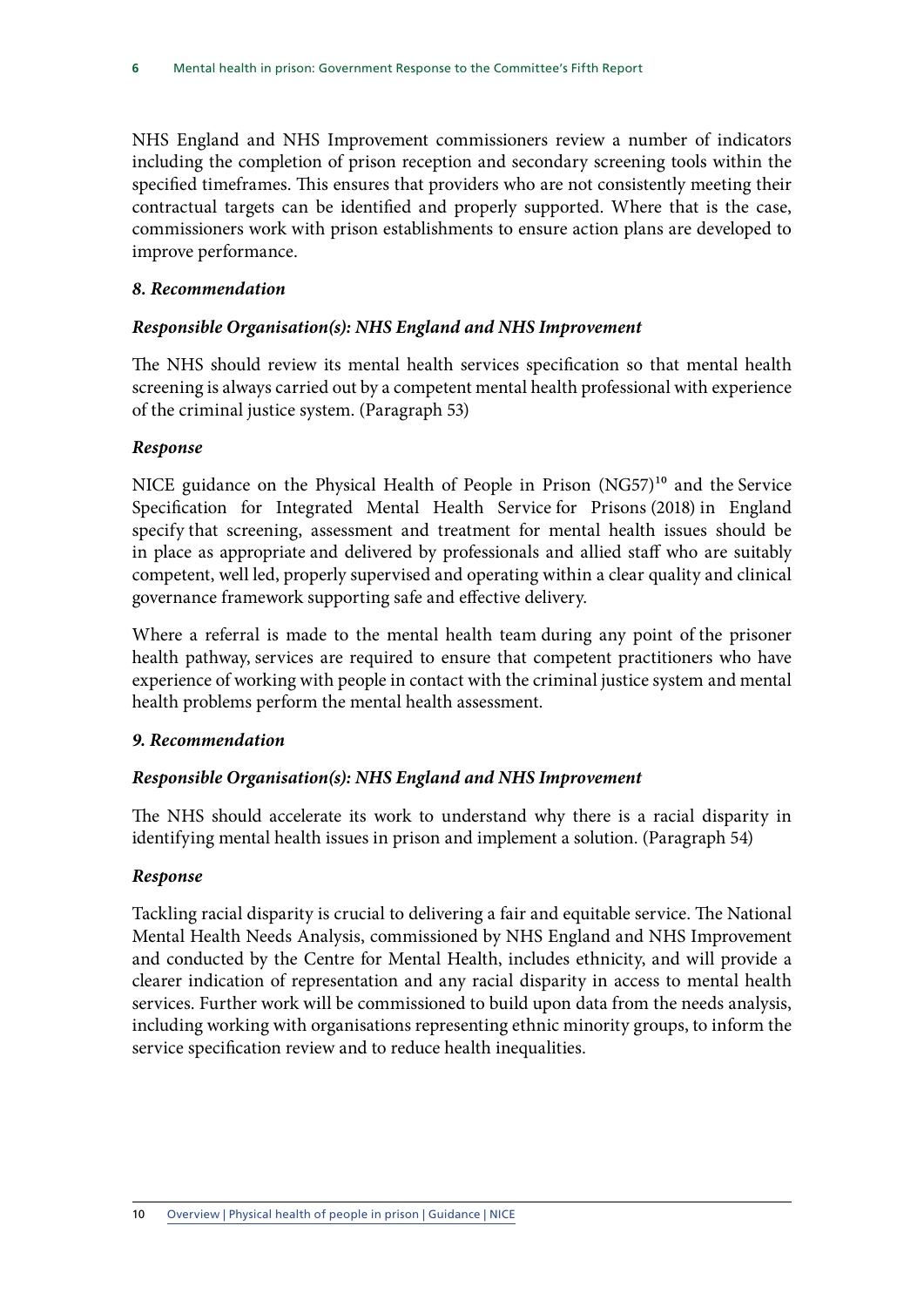NHS England and NHS Improvement commissioners review a number of indicators including the completion of prison reception and secondary screening tools within the specified timeframes. This ensures that providers who are not consistently meeting their contractual targets can be identified and properly supported. Where that is the case, commissioners work with prison establishments to ensure action plans are developed to improve performance.

***8. Recommendation***

***Responsible Organisation(s): NHS England and NHS Improvement***

The NHS should review its mental health services specification so that mental health screening is always carried out by a competent mental health professional with experience of the criminal justice system. (Paragraph 53)

***Response***

NICE guidance on the Physical Health of People in Prison (NG57)[10] and the Service Specification for Integrated Mental Health Service for Prisons (2018) in England specify that screening, assessment and treatment for mental health issues should be in place as appropriate and delivered by professionals and allied staff who are suitably competent, well led, properly supervised and operating within a clear quality and clinical governance framework supporting safe and effective delivery.

Where a referral is made to the mental health team during any point of the prisoner health pathway, services are required to ensure that competent practitioners who have experience of working with people in contact with the criminal justice system and mental health problems perform the mental health assessment.

***9. Recommendation***

***Responsible Organisation(s): NHS England and NHS Improvement***

The NHS should accelerate its work to understand why there is a racial disparity in identifying mental health issues in prison and implement a solution. (Paragraph 54)

***Response***

Tackling racial disparity is crucial to delivering a fair and equitable service. The National Mental Health Needs Analysis, commissioned by NHS England and NHS Improvement and conducted by the Centre for Mental Health, includes ethnicity, and will provide a clearer indication of representation and any racial disparity in access to mental health services. Further work will be commissioned to build upon data from the needs analysis, including working with organisations representing ethnic minority groups, to inform the service specification review and to reduce health inequalities.

10 Overview | Physical health of people in prison | Guidance | NICE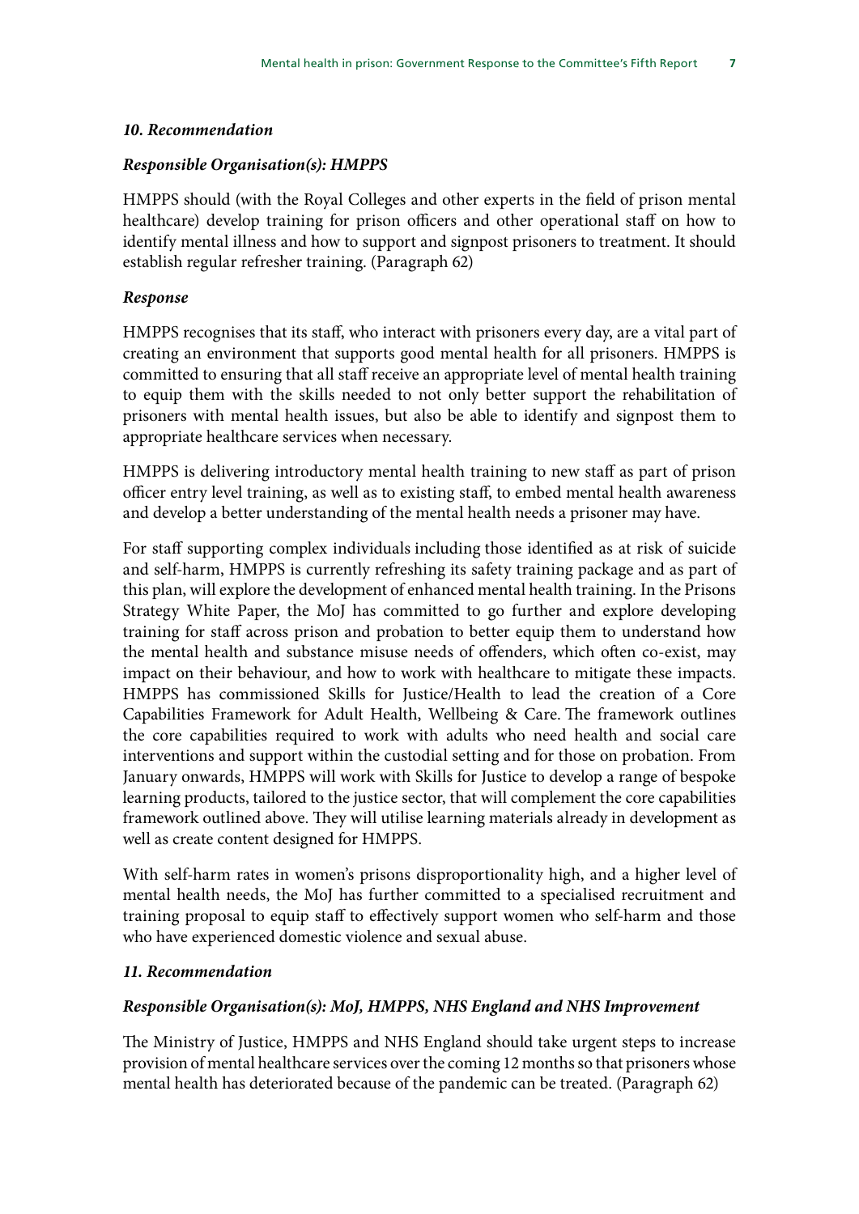### *10. Recommendation*

***Responsible Organisation(s): HMPPS***

HMPPS should (with the Royal Colleges and other experts in the field of prison mental healthcare) develop training for prison officers and other operational staff on how to identify mental illness and how to support and signpost prisoners to treatment. It should establish regular refresher training. (Paragraph 62)

***Response***

HMPPS recognises that its staff, who interact with prisoners every day, are a vital part of creating an environment that supports good mental health for all prisoners. HMPPS is committed to ensuring that all staff receive an appropriate level of mental health training to equip them with the skills needed to not only better support the rehabilitation of prisoners with mental health issues, but also be able to identify and signpost them to appropriate healthcare services when necessary.

HMPPS is delivering introductory mental health training to new staff as part of prison officer entry level training, as well as to existing staff, to embed mental health awareness and develop a better understanding of the mental health needs a prisoner may have.

For staff supporting complex individuals including those identified as at risk of suicide and self-harm, HMPPS is currently refreshing its safety training package and as part of this plan, will explore the development of enhanced mental health training. In the Prisons Strategy White Paper, the MoJ has committed to go further and explore developing training for staff across prison and probation to better equip them to understand how the mental health and substance misuse needs of offenders, which often co-exist, may impact on their behaviour, and how to work with healthcare to mitigate these impacts. HMPPS has commissioned Skills for Justice/Health to lead the creation of a Core Capabilities Framework for Adult Health, Wellbeing & Care. The framework outlines the core capabilities required to work with adults who need health and social care interventions and support within the custodial setting and for those on probation. From January onwards, HMPPS will work with Skills for Justice to develop a range of bespoke learning products, tailored to the justice sector, that will complement the core capabilities framework outlined above. They will utilise learning materials already in development as well as create content designed for HMPPS.

With self-harm rates in women's prisons disproportionality high, and a higher level of mental health needs, the MoJ has further committed to a specialised recruitment and training proposal to equip staff to effectively support women who self-harm and those who have experienced domestic violence and sexual abuse.

### *11. Recommendation*

***Responsible Organisation(s): MoJ, HMPPS, NHS England and NHS Improvement***

The Ministry of Justice, HMPPS and NHS England should take urgent steps to increase provision of mental healthcare services over the coming 12 months so that prisoners whose mental health has deteriorated because of the pandemic can be treated. (Paragraph 62)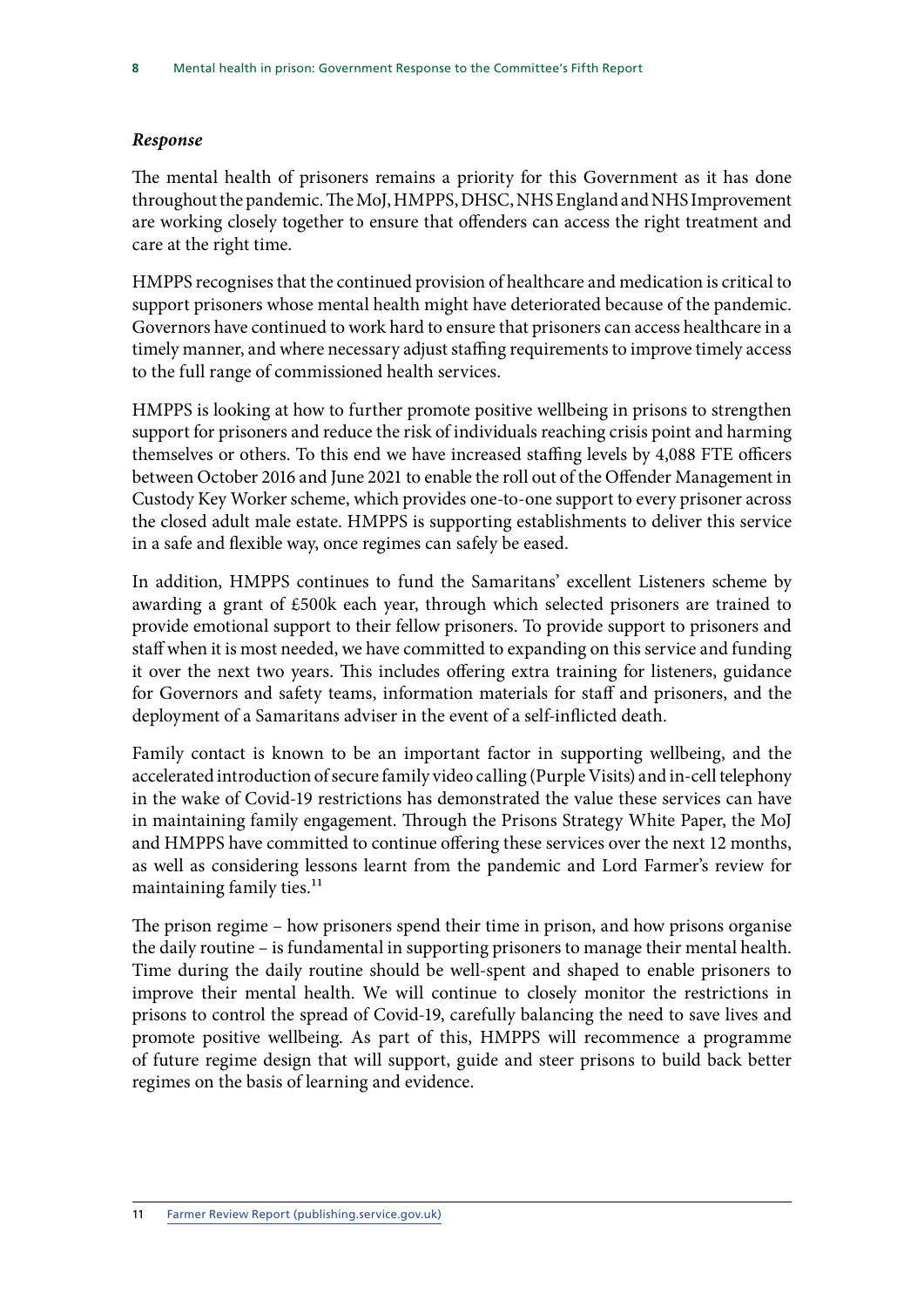***Response***

The mental health of prisoners remains a priority for this Government as it has done throughout the pandemic. The MoJ, HMPPS, DHSC, NHS England and NHS Improvement are working closely together to ensure that offenders can access the right treatment and care at the right time.

HMPPS recognises that the continued provision of healthcare and medication is critical to support prisoners whose mental health might have deteriorated because of the pandemic. Governors have continued to work hard to ensure that prisoners can access healthcare in a timely manner, and where necessary adjust staffing requirements to improve timely access to the full range of commissioned health services.

HMPPS is looking at how to further promote positive wellbeing in prisons to strengthen support for prisoners and reduce the risk of individuals reaching crisis point and harming themselves or others. To this end we have increased staffing levels by 4,088 FTE officers between October 2016 and June 2021 to enable the roll out of the Offender Management in Custody Key Worker scheme, which provides one-to-one support to every prisoner across the closed adult male estate. HMPPS is supporting establishments to deliver this service in a safe and flexible way, once regimes can safely be eased.

In addition, HMPPS continues to fund the Samaritans' excellent Listeners scheme by awarding a grant of £500k each year, through which selected prisoners are trained to provide emotional support to their fellow prisoners. To provide support to prisoners and staff when it is most needed, we have committed to expanding on this service and funding it over the next two years. This includes offering extra training for listeners, guidance for Governors and safety teams, information materials for staff and prisoners, and the deployment of a Samaritans adviser in the event of a self-inflicted death.

Family contact is known to be an important factor in supporting wellbeing, and the accelerated introduction of secure family video calling (Purple Visits) and in-cell telephony in the wake of Covid-19 restrictions has demonstrated the value these services can have in maintaining family engagement. Through the Prisons Strategy White Paper, the MoJ and HMPPS have committed to continue offering these services over the next 12 months, as well as considering lessons learnt from the pandemic and Lord Farmer's review for maintaining family ties.[11]

The prison regime – how prisoners spend their time in prison, and how prisons organise the daily routine – is fundamental in supporting prisoners to manage their mental health. Time during the daily routine should be well-spent and shaped to enable prisoners to improve their mental health. We will continue to closely monitor the restrictions in prisons to control the spread of Covid-19, carefully balancing the need to save lives and promote positive wellbeing. As part of this, HMPPS will recommence a programme of future regime design that will support, guide and steer prisons to build back better regimes on the basis of learning and evidence.

11 Farmer Review Report (publishing.service.gov.uk)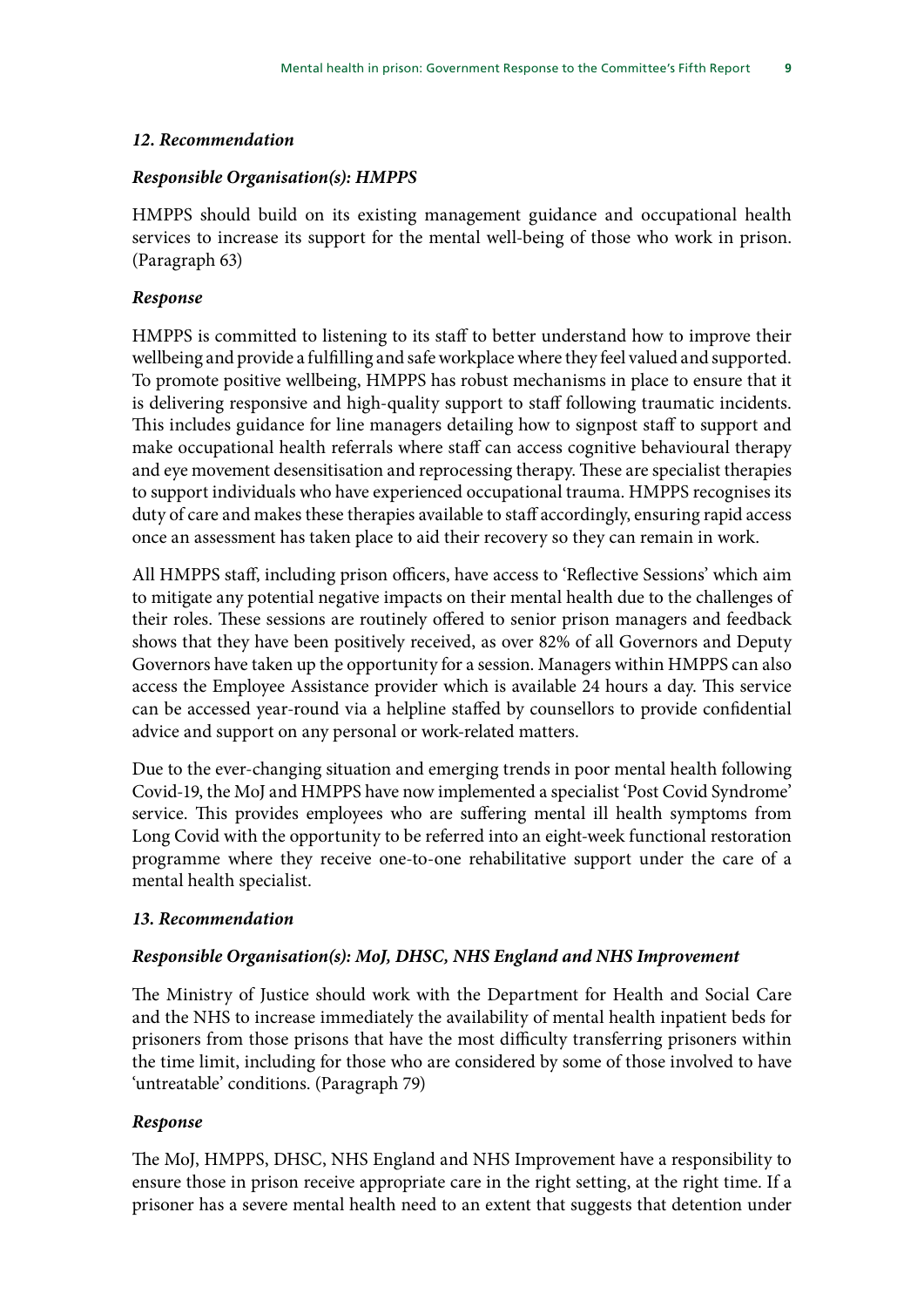### *12. Recommendation*

#### *Responsible Organisation(s): HMPPS*

HMPPS should build on its existing management guidance and occupational health services to increase its support for the mental well-being of those who work in prison. (Paragraph 63)

#### *Response*

HMPPS is committed to listening to its staff to better understand how to improve their wellbeing and provide a fulfilling and safe workplace where they feel valued and supported. To promote positive wellbeing, HMPPS has robust mechanisms in place to ensure that it is delivering responsive and high-quality support to staff following traumatic incidents. This includes guidance for line managers detailing how to signpost staff to support and make occupational health referrals where staff can access cognitive behavioural therapy and eye movement desensitisation and reprocessing therapy. These are specialist therapies to support individuals who have experienced occupational trauma. HMPPS recognises its duty of care and makes these therapies available to staff accordingly, ensuring rapid access once an assessment has taken place to aid their recovery so they can remain in work.

All HMPPS staff, including prison officers, have access to 'Reflective Sessions' which aim to mitigate any potential negative impacts on their mental health due to the challenges of their roles. These sessions are routinely offered to senior prison managers and feedback shows that they have been positively received, as over 82% of all Governors and Deputy Governors have taken up the opportunity for a session. Managers within HMPPS can also access the Employee Assistance provider which is available 24 hours a day. This service can be accessed year-round via a helpline staffed by counsellors to provide confidential advice and support on any personal or work-related matters.

Due to the ever-changing situation and emerging trends in poor mental health following Covid-19, the MoJ and HMPPS have now implemented a specialist 'Post Covid Syndrome' service. This provides employees who are suffering mental ill health symptoms from Long Covid with the opportunity to be referred into an eight-week functional restoration programme where they receive one-to-one rehabilitative support under the care of a mental health specialist.

### *13. Recommendation*

#### *Responsible Organisation(s): MoJ, DHSC, NHS England and NHS Improvement*

The Ministry of Justice should work with the Department for Health and Social Care and the NHS to increase immediately the availability of mental health inpatient beds for prisoners from those prisons that have the most difficulty transferring prisoners within the time limit, including for those who are considered by some of those involved to have 'untreatable' conditions. (Paragraph 79)

#### *Response*

The MoJ, HMPPS, DHSC, NHS England and NHS Improvement have a responsibility to ensure those in prison receive appropriate care in the right setting, at the right time. If a prisoner has a severe mental health need to an extent that suggests that detention under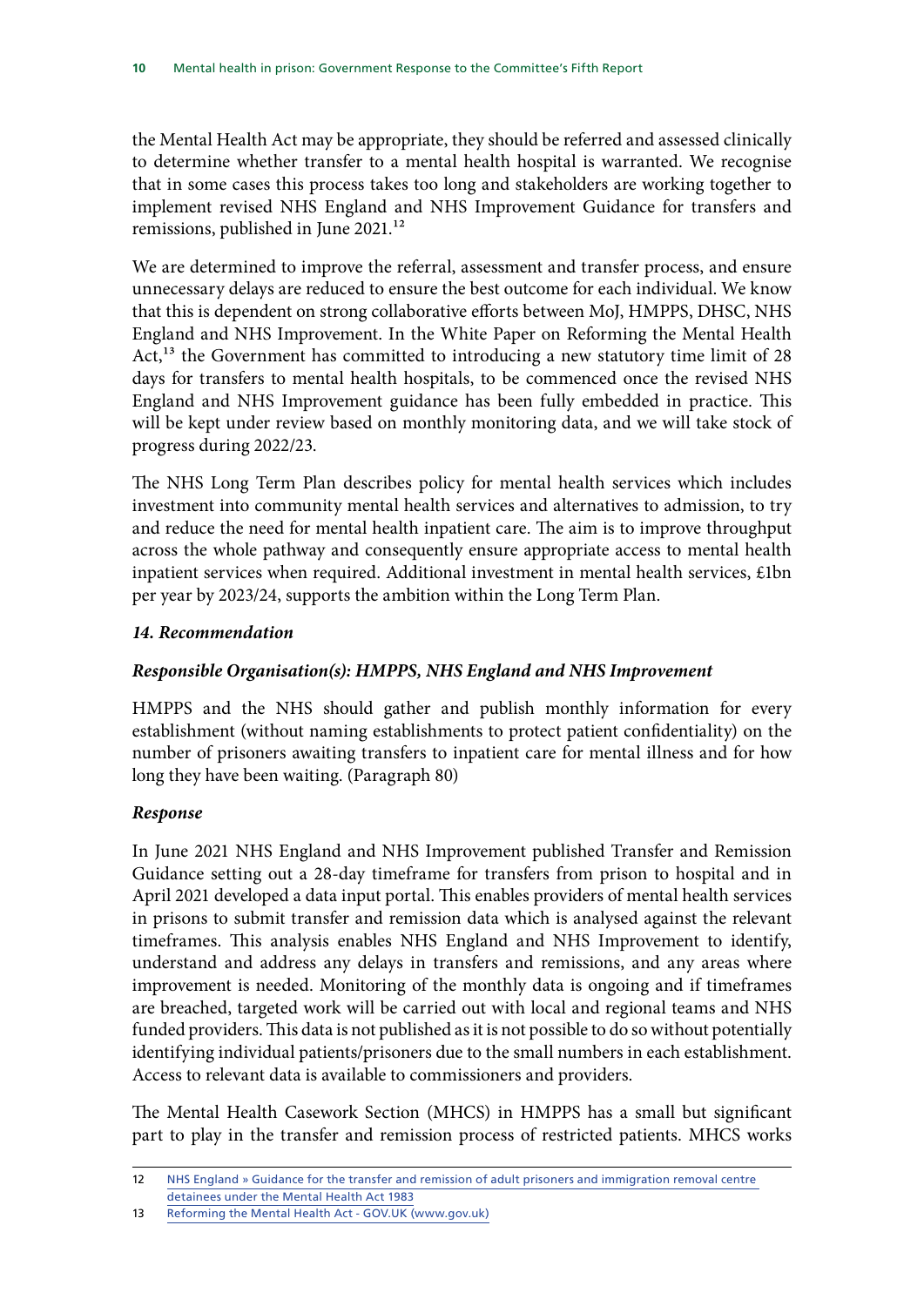the Mental Health Act may be appropriate, they should be referred and assessed clinically to determine whether transfer to a mental health hospital is warranted. We recognise that in some cases this process takes too long and stakeholders are working together to implement revised NHS England and NHS Improvement Guidance for transfers and remissions, published in June 2021.[12]

We are determined to improve the referral, assessment and transfer process, and ensure unnecessary delays are reduced to ensure the best outcome for each individual. We know that this is dependent on strong collaborative efforts between MoJ, HMPPS, DHSC, NHS England and NHS Improvement. In the White Paper on Reforming the Mental Health Act,[13] the Government has committed to introducing a new statutory time limit of 28 days for transfers to mental health hospitals, to be commenced once the revised NHS England and NHS Improvement guidance has been fully embedded in practice. This will be kept under review based on monthly monitoring data, and we will take stock of progress during 2022/23.

The NHS Long Term Plan describes policy for mental health services which includes investment into community mental health services and alternatives to admission, to try and reduce the need for mental health inpatient care. The aim is to improve throughput across the whole pathway and consequently ensure appropriate access to mental health inpatient services when required. Additional investment in mental health services, £1bn per year by 2023/24, supports the ambition within the Long Term Plan.

### *14. Recommendation*

#### *Responsible Organisation(s): HMPPS, NHS England and NHS Improvement*

HMPPS and the NHS should gather and publish monthly information for every establishment (without naming establishments to protect patient confidentiality) on the number of prisoners awaiting transfers to inpatient care for mental illness and for how long they have been waiting. (Paragraph 80)

#### *Response*

In June 2021 NHS England and NHS Improvement published Transfer and Remission Guidance setting out a 28-day timeframe for transfers from prison to hospital and in April 2021 developed a data input portal. This enables providers of mental health services in prisons to submit transfer and remission data which is analysed against the relevant timeframes. This analysis enables NHS England and NHS Improvement to identify, understand and address any delays in transfers and remissions, and any areas where improvement is needed. Monitoring of the monthly data is ongoing and if timeframes are breached, targeted work will be carried out with local and regional teams and NHS funded providers. This data is not published as it is not possible to do so without potentially identifying individual patients/prisoners due to the small numbers in each establishment. Access to relevant data is available to commissioners and providers.

The Mental Health Casework Section (MHCS) in HMPPS has a small but significant part to play in the transfer and remission process of restricted patients. MHCS works

---

12 NHS England » Guidance for the transfer and remission of adult prisoners and immigration removal centre detainees under the Mental Health Act 1983

13 Reforming the Mental Health Act - GOV.UK (www.gov.uk)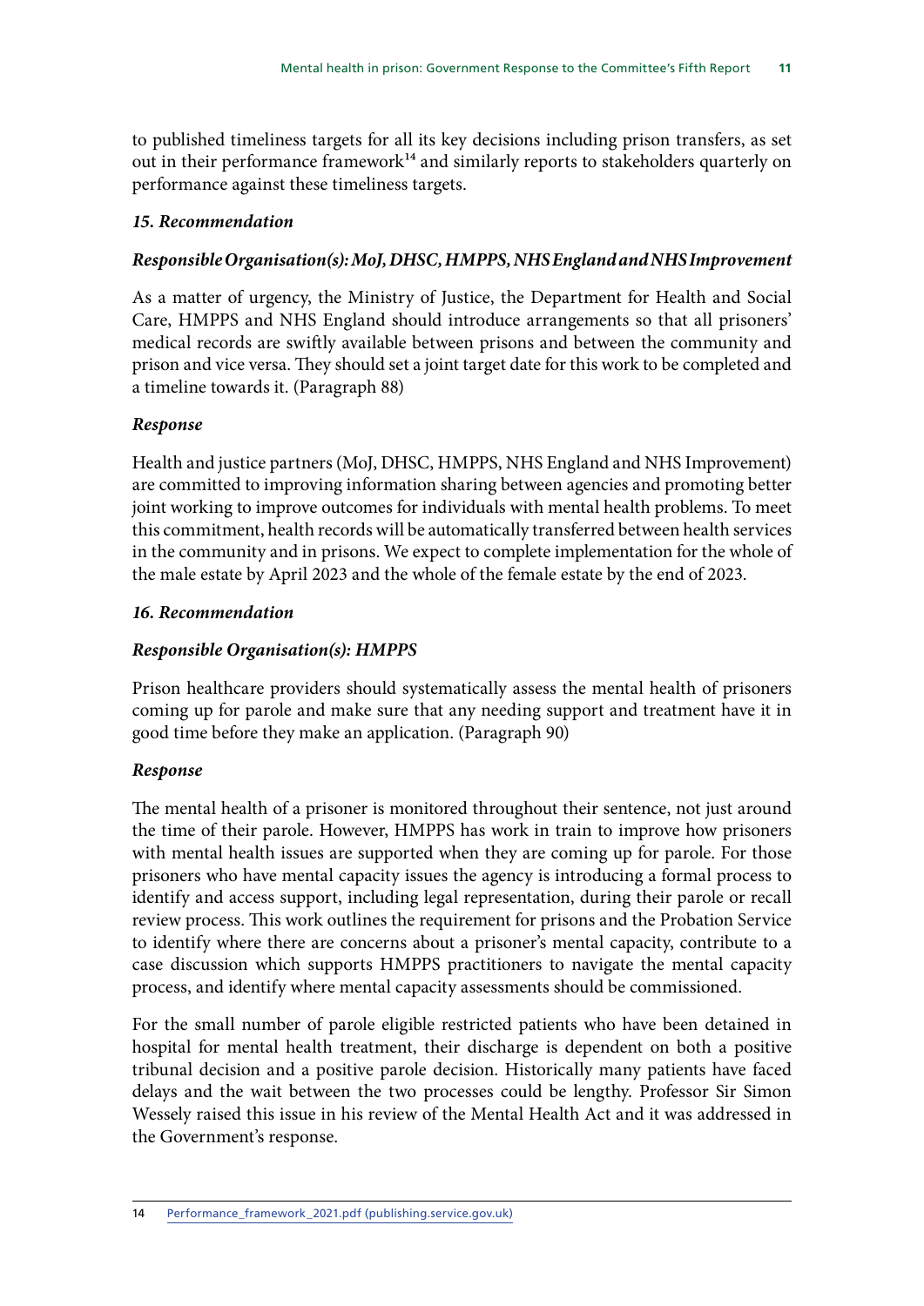to published timeliness targets for all its key decisions including prison transfers, as set out in their performance framework[14] and similarly reports to stakeholders quarterly on performance against these timeliness targets.

***15. Recommendation***

***Responsible Organisation(s): MoJ, DHSC, HMPPS, NHS England and NHS Improvement***

As a matter of urgency, the Ministry of Justice, the Department for Health and Social Care, HMPPS and NHS England should introduce arrangements so that all prisoners' medical records are swiftly available between prisons and between the community and prison and vice versa. They should set a joint target date for this work to be completed and a timeline towards it. (Paragraph 88)

***Response***

Health and justice partners (MoJ, DHSC, HMPPS, NHS England and NHS Improvement) are committed to improving information sharing between agencies and promoting better joint working to improve outcomes for individuals with mental health problems. To meet this commitment, health records will be automatically transferred between health services in the community and in prisons. We expect to complete implementation for the whole of the male estate by April 2023 and the whole of the female estate by the end of 2023.

***16. Recommendation***

***Responsible Organisation(s): HMPPS***

Prison healthcare providers should systematically assess the mental health of prisoners coming up for parole and make sure that any needing support and treatment have it in good time before they make an application. (Paragraph 90)

***Response***

The mental health of a prisoner is monitored throughout their sentence, not just around the time of their parole. However, HMPPS has work in train to improve how prisoners with mental health issues are supported when they are coming up for parole. For those prisoners who have mental capacity issues the agency is introducing a formal process to identify and access support, including legal representation, during their parole or recall review process. This work outlines the requirement for prisons and the Probation Service to identify where there are concerns about a prisoner's mental capacity, contribute to a case discussion which supports HMPPS practitioners to navigate the mental capacity process, and identify where mental capacity assessments should be commissioned.

For the small number of parole eligible restricted patients who have been detained in hospital for mental health treatment, their discharge is dependent on both a positive tribunal decision and a positive parole decision. Historically many patients have faced delays and the wait between the two processes could be lengthy. Professor Sir Simon Wessely raised this issue in his review of the Mental Health Act and it was addressed in the Government's response.

---

14 Performance_framework_2021.pdf (publishing.service.gov.uk)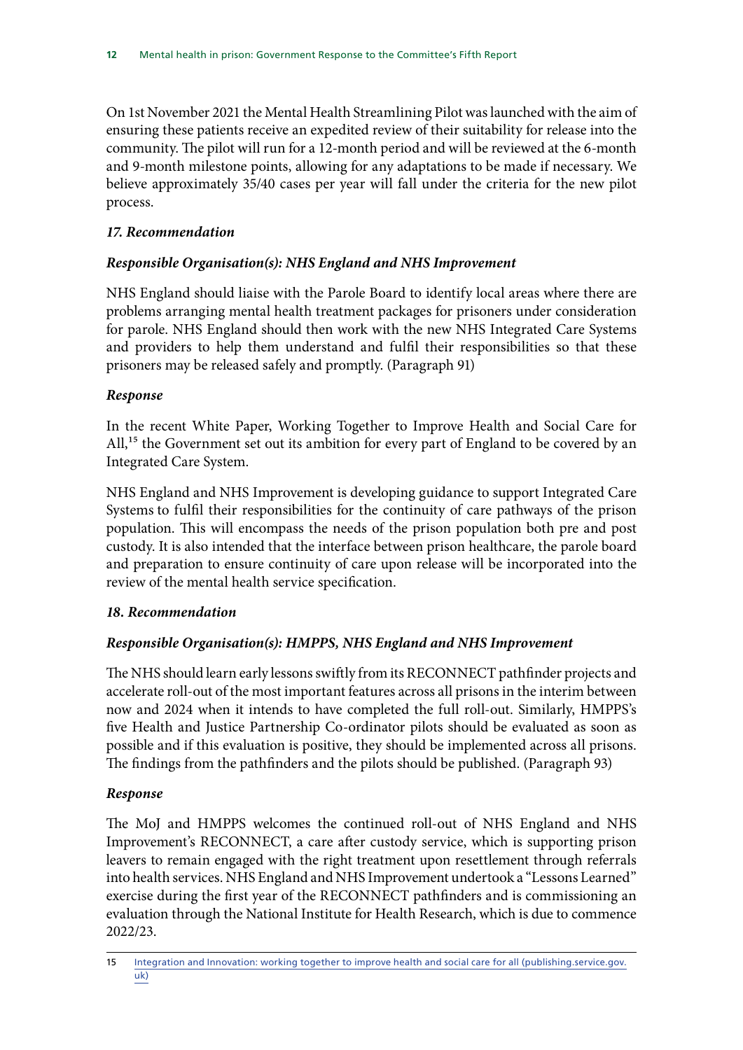On 1st November 2021 the Mental Health Streamlining Pilot was launched with the aim of ensuring these patients receive an expedited review of their suitability for release into the community. The pilot will run for a 12-month period and will be reviewed at the 6-month and 9-month milestone points, allowing for any adaptations to be made if necessary. We believe approximately 35/40 cases per year will fall under the criteria for the new pilot process.

### *17. Recommendation*

#### *Responsible Organisation(s): NHS England and NHS Improvement*

NHS England should liaise with the Parole Board to identify local areas where there are problems arranging mental health treatment packages for prisoners under consideration for parole. NHS England should then work with the new NHS Integrated Care Systems and providers to help them understand and fulfil their responsibilities so that these prisoners may be released safely and promptly. (Paragraph 91)

#### *Response*

In the recent White Paper, Working Together to Improve Health and Social Care for All,[15] the Government set out its ambition for every part of England to be covered by an Integrated Care System.

NHS England and NHS Improvement is developing guidance to support Integrated Care Systems to fulfil their responsibilities for the continuity of care pathways of the prison population. This will encompass the needs of the prison population both pre and post custody. It is also intended that the interface between prison healthcare, the parole board and preparation to ensure continuity of care upon release will be incorporated into the review of the mental health service specification.

### *18. Recommendation*

#### *Responsible Organisation(s): HMPPS, NHS England and NHS Improvement*

The NHS should learn early lessons swiftly from its RECONNECT pathfinder projects and accelerate roll-out of the most important features across all prisons in the interim between now and 2024 when it intends to have completed the full roll-out. Similarly, HMPPS's five Health and Justice Partnership Co-ordinator pilots should be evaluated as soon as possible and if this evaluation is positive, they should be implemented across all prisons. The findings from the pathfinders and the pilots should be published. (Paragraph 93)

#### *Response*

The MoJ and HMPPS welcomes the continued roll-out of NHS England and NHS Improvement's RECONNECT, a care after custody service, which is supporting prison leavers to remain engaged with the right treatment upon resettlement through referrals into health services. NHS England and NHS Improvement undertook a "Lessons Learned" exercise during the first year of the RECONNECT pathfinders and is commissioning an evaluation through the National Institute for Health Research, which is due to commence 2022/23.

---

15 Integration and Innovation: working together to improve health and social care for all (publishing.service.gov.uk)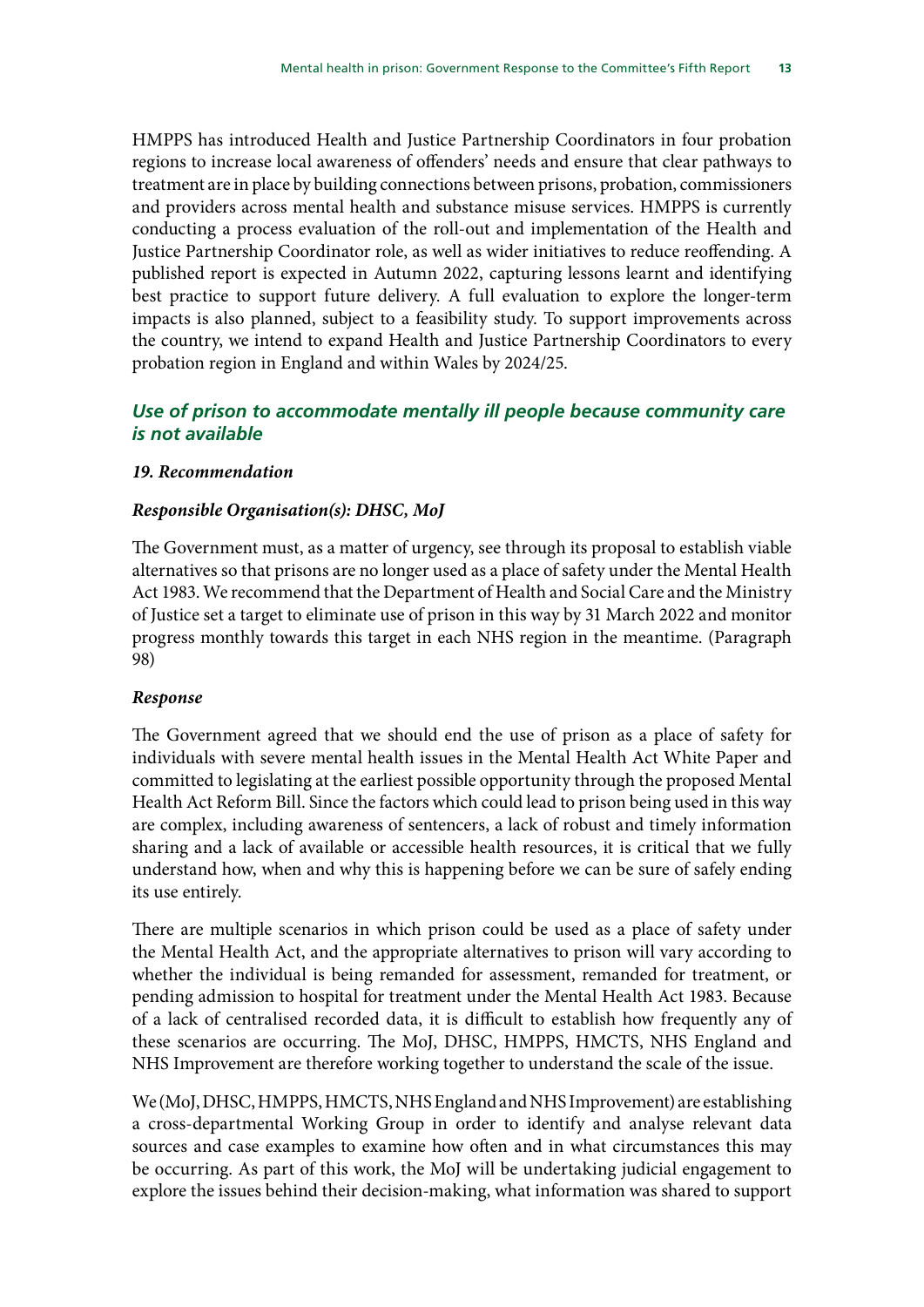HMPPS has introduced Health and Justice Partnership Coordinators in four probation regions to increase local awareness of offenders' needs and ensure that clear pathways to treatment are in place by building connections between prisons, probation, commissioners and providers across mental health and substance misuse services. HMPPS is currently conducting a process evaluation of the roll-out and implementation of the Health and Justice Partnership Coordinator role, as well as wider initiatives to reduce reoffending. A published report is expected in Autumn 2022, capturing lessons learnt and identifying best practice to support future delivery. A full evaluation to explore the longer-term impacts is also planned, subject to a feasibility study. To support improvements across the country, we intend to expand Health and Justice Partnership Coordinators to every probation region in England and within Wales by 2024/25.

### *Use of prison to accommodate mentally ill people because community care is not available*

#### *19. Recommendation*

#### *Responsible Organisation(s): DHSC, MoJ*

The Government must, as a matter of urgency, see through its proposal to establish viable alternatives so that prisons are no longer used as a place of safety under the Mental Health Act 1983. We recommend that the Department of Health and Social Care and the Ministry of Justice set a target to eliminate use of prison in this way by 31 March 2022 and monitor progress monthly towards this target in each NHS region in the meantime. (Paragraph 98)

#### *Response*

The Government agreed that we should end the use of prison as a place of safety for individuals with severe mental health issues in the Mental Health Act White Paper and committed to legislating at the earliest possible opportunity through the proposed Mental Health Act Reform Bill. Since the factors which could lead to prison being used in this way are complex, including awareness of sentencers, a lack of robust and timely information sharing and a lack of available or accessible health resources, it is critical that we fully understand how, when and why this is happening before we can be sure of safely ending its use entirely.

There are multiple scenarios in which prison could be used as a place of safety under the Mental Health Act, and the appropriate alternatives to prison will vary according to whether the individual is being remanded for assessment, remanded for treatment, or pending admission to hospital for treatment under the Mental Health Act 1983. Because of a lack of centralised recorded data, it is difficult to establish how frequently any of these scenarios are occurring. The MoJ, DHSC, HMPPS, HMCTS, NHS England and NHS Improvement are therefore working together to understand the scale of the issue.

We (MoJ, DHSC, HMPPS, HMCTS, NHS England and NHS Improvement) are establishing a cross-departmental Working Group in order to identify and analyse relevant data sources and case examples to examine how often and in what circumstances this may be occurring. As part of this work, the MoJ will be undertaking judicial engagement to explore the issues behind their decision-making, what information was shared to support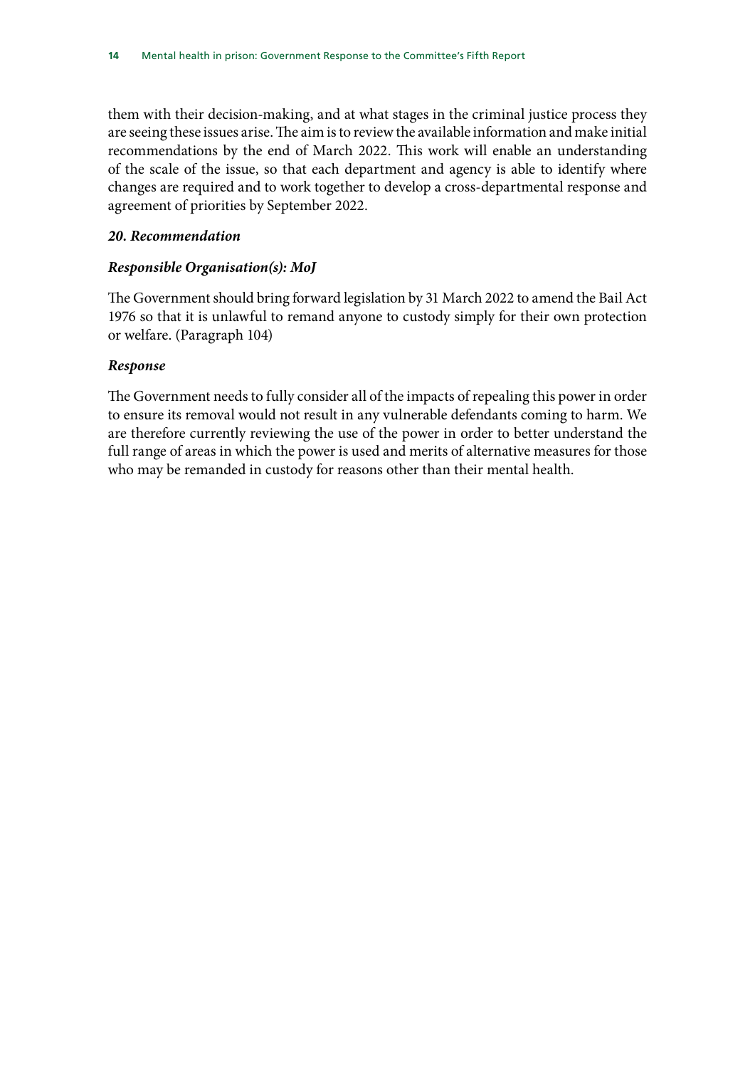them with their decision-making, and at what stages in the criminal justice process they are seeing these issues arise. The aim is to review the available information and make initial recommendations by the end of March 2022. This work will enable an understanding of the scale of the issue, so that each department and agency is able to identify where changes are required and to work together to develop a cross-departmental response and agreement of priorities by September 2022.

***20. Recommendation***

***Responsible Organisation(s): MoJ***

The Government should bring forward legislation by 31 March 2022 to amend the Bail Act 1976 so that it is unlawful to remand anyone to custody simply for their own protection or welfare. (Paragraph 104)

***Response***

The Government needs to fully consider all of the impacts of repealing this power in order to ensure its removal would not result in any vulnerable defendants coming to harm. We are therefore currently reviewing the use of the power in order to better understand the full range of areas in which the power is used and merits of alternative measures for those who may be remanded in custody for reasons other than their mental health.